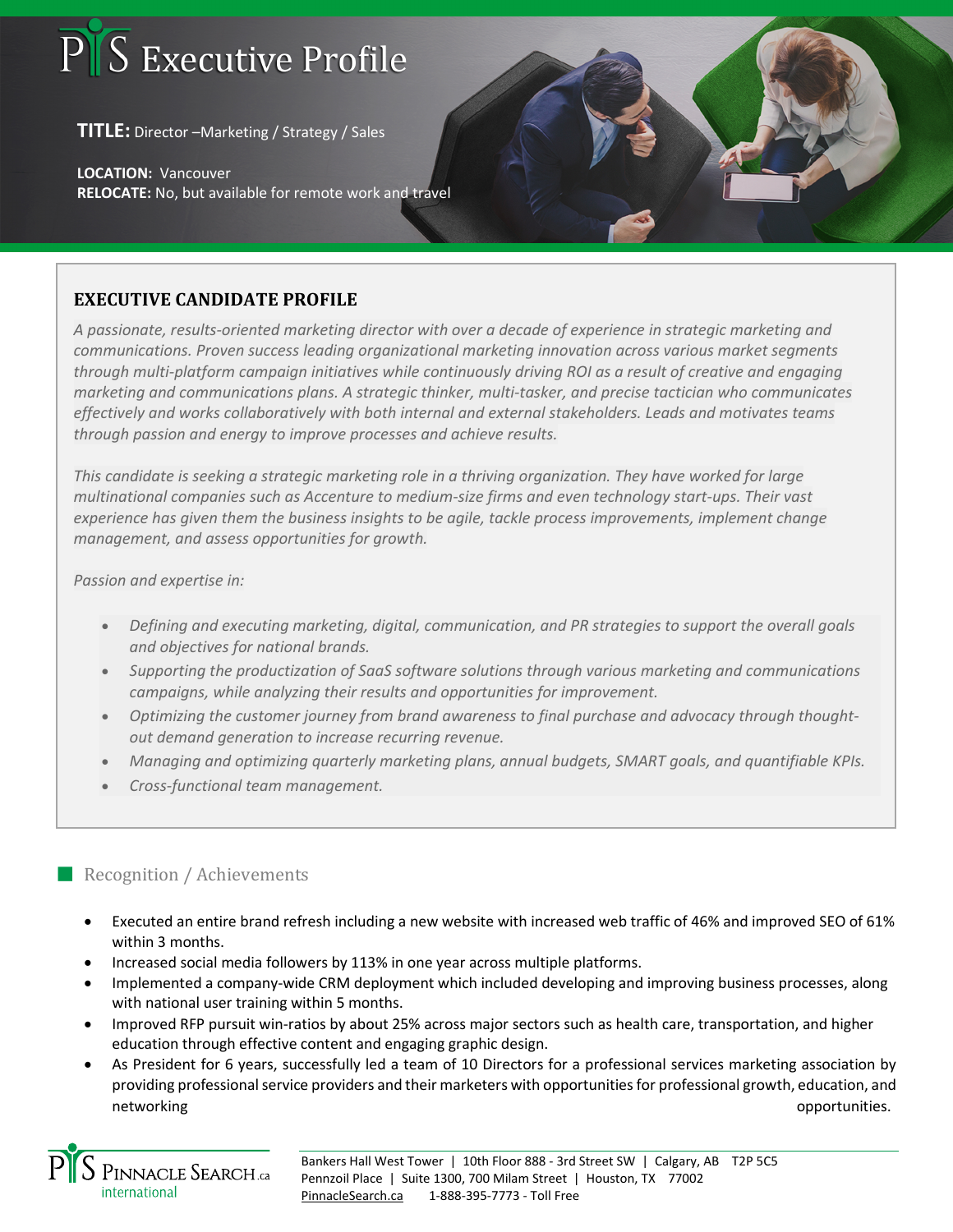# PS Executive Profile

**TITLE:** Director –Marketing / Strategy / Sales

**LOCATION:** Vancouver
**RELOCATE:** No, but available for remote work and travel

## EXECUTIVE CANDIDATE PROFILE

*A passionate, results-oriented marketing director with over a decade of experience in strategic marketing and communications. Proven success leading organizational marketing innovation across various market segments through multi-platform campaign initiatives while continuously driving ROI as a result of creative and engaging marketing and communications plans. A strategic thinker, multi-tasker, and precise tactician who communicates effectively and works collaboratively with both internal and external stakeholders. Leads and motivates teams through passion and energy to improve processes and achieve results.*

*This candidate is seeking a strategic marketing role in a thriving organization. They have worked for large multinational companies such as Accenture to medium-size firms and even technology start-ups. Their vast experience has given them the business insights to be agile, tackle process improvements, implement change management, and assess opportunities for growth.*

*Passion and expertise in:*

- *Defining and executing marketing, digital, communication, and PR strategies to support the overall goals and objectives for national brands.*
- *Supporting the productization of SaaS software solutions through various marketing and communications campaigns, while analyzing their results and opportunities for improvement.*
- *Optimizing the customer journey from brand awareness to final purchase and advocacy through thought-out demand generation to increase recurring revenue.*
- *Managing and optimizing quarterly marketing plans, annual budgets, SMART goals, and quantifiable KPIs.*
- *Cross-functional team management.*

## Recognition / Achievements

- Executed an entire brand refresh including a new website with increased web traffic of 46% and improved SEO of 61% within 3 months.
- Increased social media followers by 113% in one year across multiple platforms.
- Implemented a company-wide CRM deployment which included developing and improving business processes, along with national user training within 5 months.
- Improved RFP pursuit win-ratios by about 25% across major sectors such as health care, transportation, and higher education through effective content and engaging graphic design.
- As President for 6 years, successfully led a team of 10 Directors for a professional services marketing association by providing professional service providers and their marketers with opportunities for professional growth, education, and networking opportunities.

PS Pinnacle Search.ca international

Bankers Hall West Tower | 10th Floor 888 - 3rd Street SW | Calgary, AB T2P 5C5
Pennzoil Place | Suite 1300, 700 Milam Street | Houston, TX 77002
PinnacleSearch.ca 1-888-395-7773 - Toll Free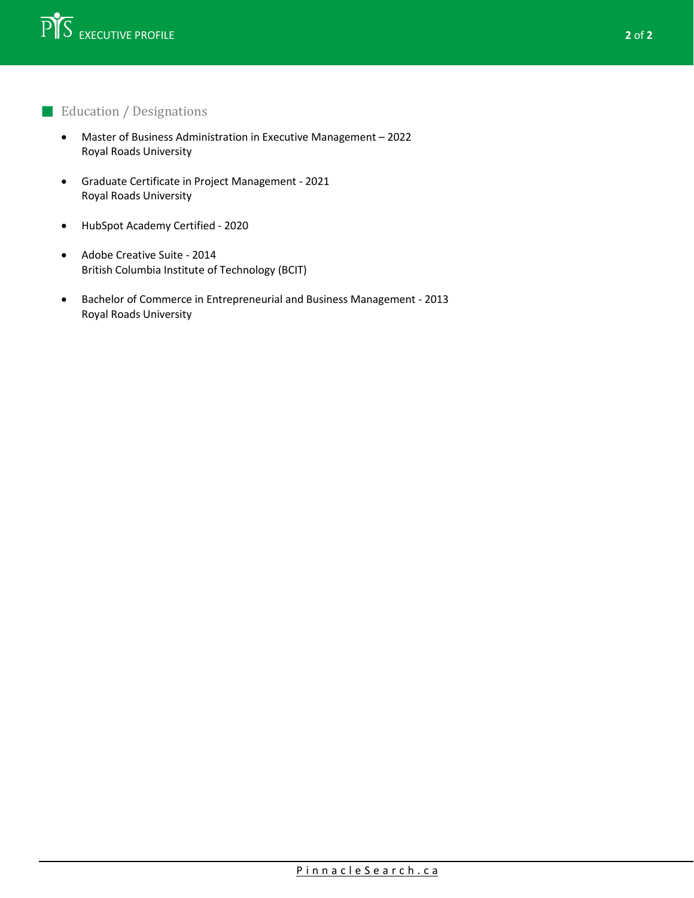## Education / Designations

- Master of Business Administration in Executive Management – 2022
  Royal Roads University

- Graduate Certificate in Project Management - 2021
  Royal Roads University

- HubSpot Academy Certified - 2020

- Adobe Creative Suite - 2014
  British Columbia Institute of Technology (BCIT)

- Bachelor of Commerce in Entrepreneurial and Business Management - 2013
  Royal Roads University